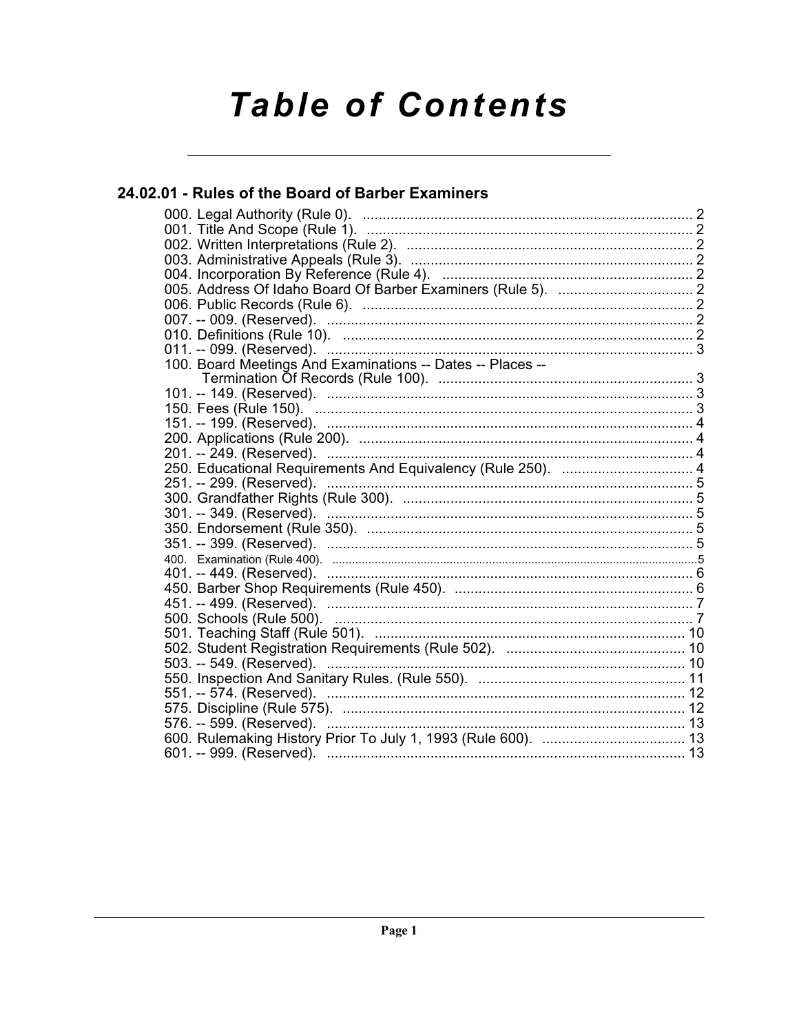# Table of Contents

## 24.02.01 - Rules of the Board of Barber Examiners

000. Legal Authority (Rule 0). .......... 2
001. Title And Scope (Rule 1). .......... 2
002. Written Interpretations (Rule 2). .......... 2
003. Administrative Appeals (Rule 3). .......... 2
004. Incorporation By Reference (Rule 4). .......... 2
005. Address Of Idaho Board Of Barber Examiners (Rule 5). .......... 2
006. Public Records (Rule 6). .......... 2
007. -- 009. (Reserved). .......... 2
010. Definitions (Rule 10). .......... 2
011. -- 099. (Reserved). .......... 3
100. Board Meetings And Examinations -- Dates -- Places -- Termination Of Records (Rule 100). .......... 3
101. -- 149. (Reserved). .......... 3
150. Fees (Rule 150). .......... 3
151. -- 199. (Reserved). .......... 4
200. Applications (Rule 200). .......... 4
201. -- 249. (Reserved). .......... 4
250. Educational Requirements And Equivalency (Rule 250). .......... 4
251. -- 299. (Reserved). .......... 5
300. Grandfather Rights (Rule 300). .......... 5
301. -- 349. (Reserved). .......... 5
350. Endorsement (Rule 350). .......... 5
351. -- 399. (Reserved). .......... 5
400. Examination (Rule 400). .......... 5
401. -- 449. (Reserved). .......... 6
450. Barber Shop Requirements (Rule 450). .......... 6
451. -- 499. (Reserved). .......... 7
500. Schools (Rule 500). .......... 7
501. Teaching Staff (Rule 501). .......... 10
502. Student Registration Requirements (Rule 502). .......... 10
503. -- 549. (Reserved). .......... 10
550. Inspection And Sanitary Rules. (Rule 550). .......... 11
551. -- 574. (Reserved). .......... 12
575. Discipline (Rule 575). .......... 12
576. -- 599. (Reserved). .......... 13
600. Rulemaking History Prior To July 1, 1993 (Rule 600). .......... 13
601. -- 999. (Reserved). .......... 13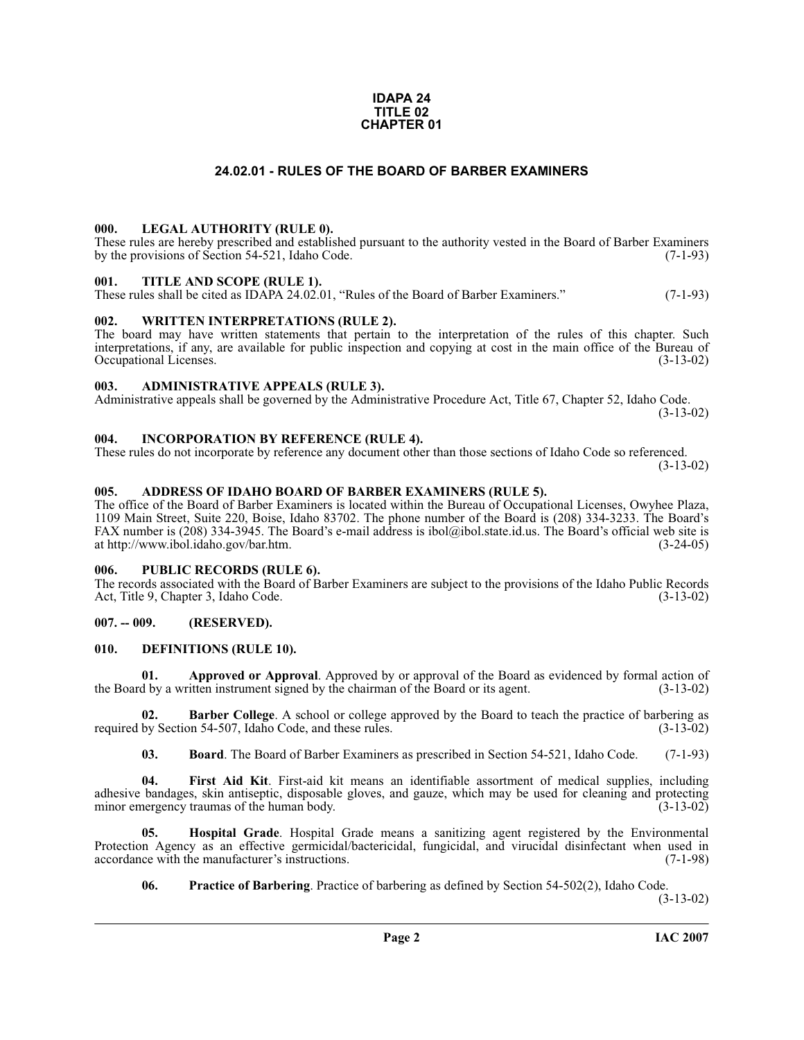**IDAPA 24**
**TITLE 02**
**CHAPTER 01**

## 24.02.01 - RULES OF THE BOARD OF BARBER EXAMINERS

### 000. LEGAL AUTHORITY (RULE 0).

These rules are hereby prescribed and established pursuant to the authority vested in the Board of Barber Examiners by the provisions of Section 54-521, Idaho Code. (7-1-93)

### 001. TITLE AND SCOPE (RULE 1).

These rules shall be cited as IDAPA 24.02.01, "Rules of the Board of Barber Examiners." (7-1-93)

### 002. WRITTEN INTERPRETATIONS (RULE 2).

The board may have written statements that pertain to the interpretation of the rules of this chapter. Such interpretations, if any, are available for public inspection and copying at cost in the main office of the Bureau of Occupational Licenses. (3-13-02)

### 003. ADMINISTRATIVE APPEALS (RULE 3).

Administrative appeals shall be governed by the Administrative Procedure Act, Title 67, Chapter 52, Idaho Code. (3-13-02)

### 004. INCORPORATION BY REFERENCE (RULE 4).

These rules do not incorporate by reference any document other than those sections of Idaho Code so referenced. (3-13-02)

### 005. ADDRESS OF IDAHO BOARD OF BARBER EXAMINERS (RULE 5).

The office of the Board of Barber Examiners is located within the Bureau of Occupational Licenses, Owyhee Plaza, 1109 Main Street, Suite 220, Boise, Idaho 83702. The phone number of the Board is (208) 334-3233. The Board's FAX number is (208) 334-3945. The Board's e-mail address is ibol@ibol.state.id.us. The Board's official web site is at http://www.ibol.idaho.gov/bar.htm. (3-24-05)

### 006. PUBLIC RECORDS (RULE 6).

The records associated with the Board of Barber Examiners are subject to the provisions of the Idaho Public Records Act, Title 9, Chapter 3, Idaho Code. (3-13-02)

### 007. -- 009. (RESERVED).

### 010. DEFINITIONS (RULE 10).

**01. Approved or Approval**. Approved by or approval of the Board as evidenced by formal action of the Board by a written instrument signed by the chairman of the Board or its agent. (3-13-02)

**02. Barber College**. A school or college approved by the Board to teach the practice of barbering as required by Section 54-507, Idaho Code, and these rules. (3-13-02)

**03. Board**. The Board of Barber Examiners as prescribed in Section 54-521, Idaho Code. (7-1-93)

**04. First Aid Kit**. First-aid kit means an identifiable assortment of medical supplies, including adhesive bandages, skin antiseptic, disposable gloves, and gauze, which may be used for cleaning and protecting minor emergency traumas of the human body. (3-13-02)

**05. Hospital Grade**. Hospital Grade means a sanitizing agent registered by the Environmental Protection Agency as an effective germicidal/bactericidal, fungicidal, and virucidal disinfectant when used in accordance with the manufacturer's instructions. (7-1-98)

**06. Practice of Barbering**. Practice of barbering as defined by Section 54-502(2), Idaho Code. (3-13-02)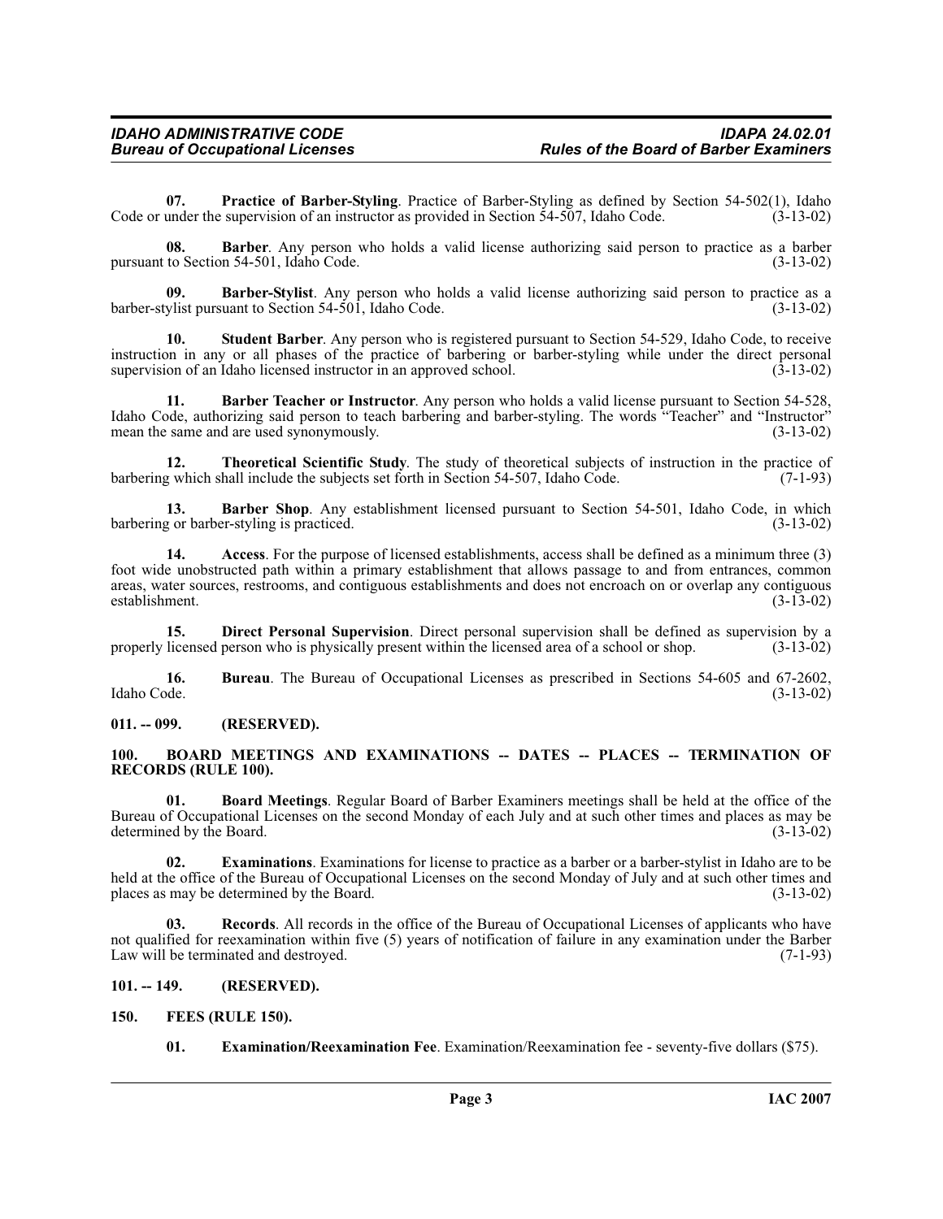**07. Practice of Barber-Styling**. Practice of Barber-Styling as defined by Section 54-502(1), Idaho Code or under the supervision of an instructor as provided in Section 54-507, Idaho Code. (3-13-02)

**08. Barber**. Any person who holds a valid license authorizing said person to practice as a barber pursuant to Section 54-501, Idaho Code. (3-13-02)

**09. Barber-Stylist**. Any person who holds a valid license authorizing said person to practice as a barber-stylist pursuant to Section 54-501, Idaho Code. (3-13-02)

**10. Student Barber**. Any person who is registered pursuant to Section 54-529, Idaho Code, to receive instruction in any or all phases of the practice of barbering or barber-styling while under the direct personal supervision of an Idaho licensed instructor in an approved school. (3-13-02)

**11. Barber Teacher or Instructor**. Any person who holds a valid license pursuant to Section 54-528, Idaho Code, authorizing said person to teach barbering and barber-styling. The words "Teacher" and "Instructor" mean the same and are used synonymously. (3-13-02)

**12. Theoretical Scientific Study**. The study of theoretical subjects of instruction in the practice of barbering which shall include the subjects set forth in Section 54-507, Idaho Code. (7-1-93)

**13. Barber Shop**. Any establishment licensed pursuant to Section 54-501, Idaho Code, in which barbering or barber-styling is practiced. (3-13-02)

**14. Access**. For the purpose of licensed establishments, access shall be defined as a minimum three (3) foot wide unobstructed path within a primary establishment that allows passage to and from entrances, common areas, water sources, restrooms, and contiguous establishments and does not encroach on or overlap any contiguous establishment. (3-13-02)

**15. Direct Personal Supervision**. Direct personal supervision shall be defined as supervision by a properly licensed person who is physically present within the licensed area of a school or shop. (3-13-02)

**16. Bureau**. The Bureau of Occupational Licenses as prescribed in Sections 54-605 and 67-2602, Idaho Code. (3-13-02)

**011. -- 099. (RESERVED).**

**100. BOARD MEETINGS AND EXAMINATIONS -- DATES -- PLACES -- TERMINATION OF RECORDS (RULE 100).**

**01. Board Meetings**. Regular Board of Barber Examiners meetings shall be held at the office of the Bureau of Occupational Licenses on the second Monday of each July and at such other times and places as may be determined by the Board. (3-13-02)

**02. Examinations**. Examinations for license to practice as a barber or a barber-stylist in Idaho are to be held at the office of the Bureau of Occupational Licenses on the second Monday of July and at such other times and places as may be determined by the Board. (3-13-02)

**03. Records**. All records in the office of the Bureau of Occupational Licenses of applicants who have not qualified for reexamination within five (5) years of notification of failure in any examination under the Barber Law will be terminated and destroyed. (7-1-93)

**101. -- 149. (RESERVED).**

**150. FEES (RULE 150).**

**01. Examination/Reexamination Fee**. Examination/Reexamination fee - seventy-five dollars ($75).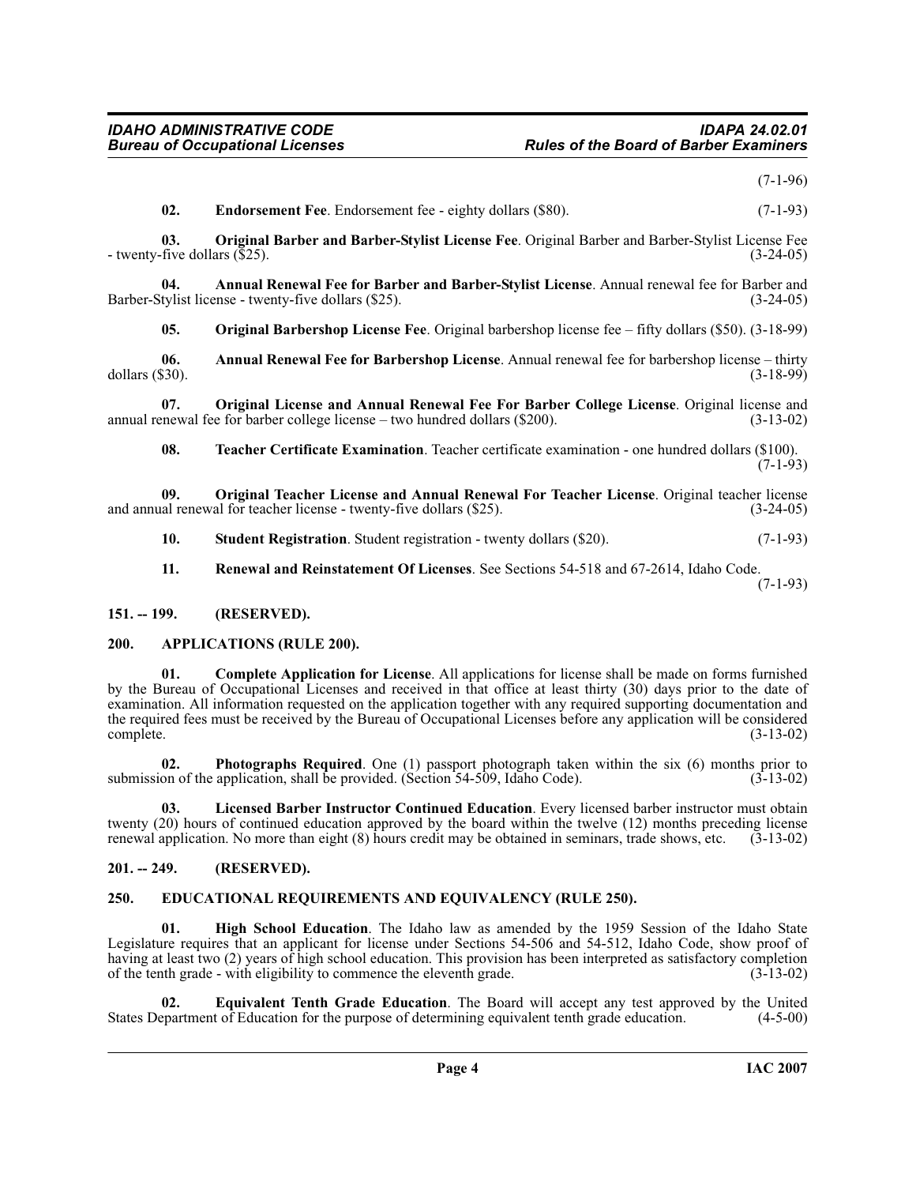(7-1-96)

**02. Endorsement Fee**. Endorsement fee - eighty dollars ($80). (7-1-93)

**03. Original Barber and Barber-Stylist License Fee**. Original Barber and Barber-Stylist License Fee - twenty-five dollars ($25). (3-24-05)

**04. Annual Renewal Fee for Barber and Barber-Stylist License**. Annual renewal fee for Barber and Barber-Stylist license - twenty-five dollars ($25). (3-24-05)

**05. Original Barbershop License Fee**. Original barbershop license fee – fifty dollars ($50). (3-18-99)

**06. Annual Renewal Fee for Barbershop License**. Annual renewal fee for barbershop license – thirty dollars ($30). (3-18-99)

**07. Original License and Annual Renewal Fee For Barber College License**. Original license and annual renewal fee for barber college license – two hundred dollars ($200). (3-13-02)

**08. Teacher Certificate Examination**. Teacher certificate examination - one hundred dollars ($100). (7-1-93)

**09. Original Teacher License and Annual Renewal For Teacher License**. Original teacher license and annual renewal for teacher license - twenty-five dollars ($25). (3-24-05)

**10. Student Registration**. Student registration - twenty dollars ($20). (7-1-93)

**11. Renewal and Reinstatement Of Licenses**. See Sections 54-518 and 67-2614, Idaho Code. (7-1-93)

## 151. -- 199. (RESERVED).

## 200. APPLICATIONS (RULE 200).

**01. Complete Application for License**. All applications for license shall be made on forms furnished by the Bureau of Occupational Licenses and received in that office at least thirty (30) days prior to the date of examination. All information requested on the application together with any required supporting documentation and the required fees must be received by the Bureau of Occupational Licenses before any application will be considered complete. (3-13-02)

**02. Photographs Required**. One (1) passport photograph taken within the six (6) months prior to submission of the application, shall be provided. (Section 54-509, Idaho Code). (3-13-02)

**03. Licensed Barber Instructor Continued Education**. Every licensed barber instructor must obtain twenty (20) hours of continued education approved by the board within the twelve (12) months preceding license renewal application. No more than eight (8) hours credit may be obtained in seminars, trade shows, etc. (3-13-02)

## 201. -- 249. (RESERVED).

## 250. EDUCATIONAL REQUIREMENTS AND EQUIVALENCY (RULE 250).

**01. High School Education**. The Idaho law as amended by the 1959 Session of the Idaho State Legislature requires that an applicant for license under Sections 54-506 and 54-512, Idaho Code, show proof of having at least two (2) years of high school education. This provision has been interpreted as satisfactory completion of the tenth grade - with eligibility to commence the eleventh grade. (3-13-02)

**02. Equivalent Tenth Grade Education**. The Board will accept any test approved by the United States Department of Education for the purpose of determining equivalent tenth grade education. (4-5-00)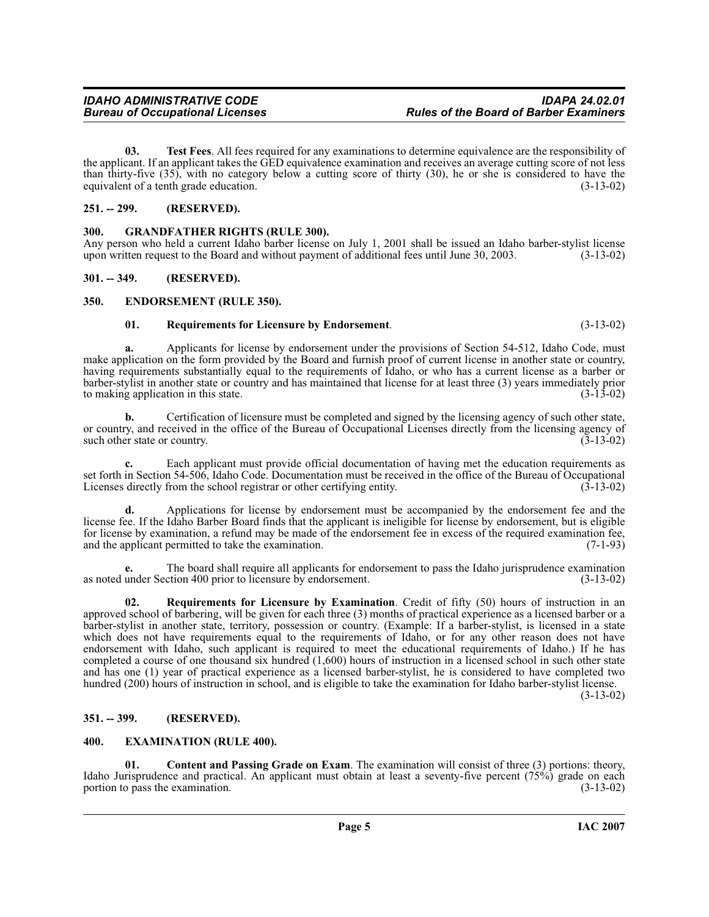**03. Test Fees**. All fees required for any examinations to determine equivalence are the responsibility of the applicant. If an applicant takes the GED equivalence examination and receives an average cutting score of not less than thirty-five (35), with no category below a cutting score of thirty (30), he or she is considered to have the equivalent of a tenth grade education. (3-13-02)

## 251. -- 299. (RESERVED).

## 300. GRANDFATHER RIGHTS (RULE 300).

Any person who held a current Idaho barber license on July 1, 2001 shall be issued an Idaho barber-stylist license upon written request to the Board and without payment of additional fees until June 30, 2003. (3-13-02)

## 301. -- 349. (RESERVED).

## 350. ENDORSEMENT (RULE 350).

**01. Requirements for Licensure by Endorsement**. (3-13-02)

**a.** Applicants for license by endorsement under the provisions of Section 54-512, Idaho Code, must make application on the form provided by the Board and furnish proof of current license in another state or country, having requirements substantially equal to the requirements of Idaho, or who has a current license as a barber or barber-stylist in another state or country and has maintained that license for at least three (3) years immediately prior to making application in this state. (3-13-02)

**b.** Certification of licensure must be completed and signed by the licensing agency of such other state, or country, and received in the office of the Bureau of Occupational Licenses directly from the licensing agency of such other state or country. (3-13-02)

**c.** Each applicant must provide official documentation of having met the education requirements as set forth in Section 54-506, Idaho Code. Documentation must be received in the office of the Bureau of Occupational Licenses directly from the school registrar or other certifying entity. (3-13-02)

**d.** Applications for license by endorsement must be accompanied by the endorsement fee and the license fee. If the Idaho Barber Board finds that the applicant is ineligible for license by endorsement, but is eligible for license by examination, a refund may be made of the endorsement fee in excess of the required examination fee, and the applicant permitted to take the examination. (7-1-93)

**e.** The board shall require all applicants for endorsement to pass the Idaho jurisprudence examination as noted under Section 400 prior to licensure by endorsement. (3-13-02)

**02. Requirements for Licensure by Examination**. Credit of fifty (50) hours of instruction in an approved school of barbering, will be given for each three (3) months of practical experience as a licensed barber or a barber-stylist in another state, territory, possession or country. (Example: If a barber-stylist, is licensed in a state which does not have requirements equal to the requirements of Idaho, or for any other reason does not have endorsement with Idaho, such applicant is required to meet the educational requirements of Idaho.) If he has completed a course of one thousand six hundred (1,600) hours of instruction in a licensed school in such other state and has one (1) year of practical experience as a licensed barber-stylist, he is considered to have completed two hundred (200) hours of instruction in school, and is eligible to take the examination for Idaho barber-stylist license. (3-13-02)

## 351. -- 399. (RESERVED).

## 400. EXAMINATION (RULE 400).

**01. Content and Passing Grade on Exam**. The examination will consist of three (3) portions: theory, Idaho Jurisprudence and practical. An applicant must obtain at least a seventy-five percent (75%) grade on each portion to pass the examination. (3-13-02)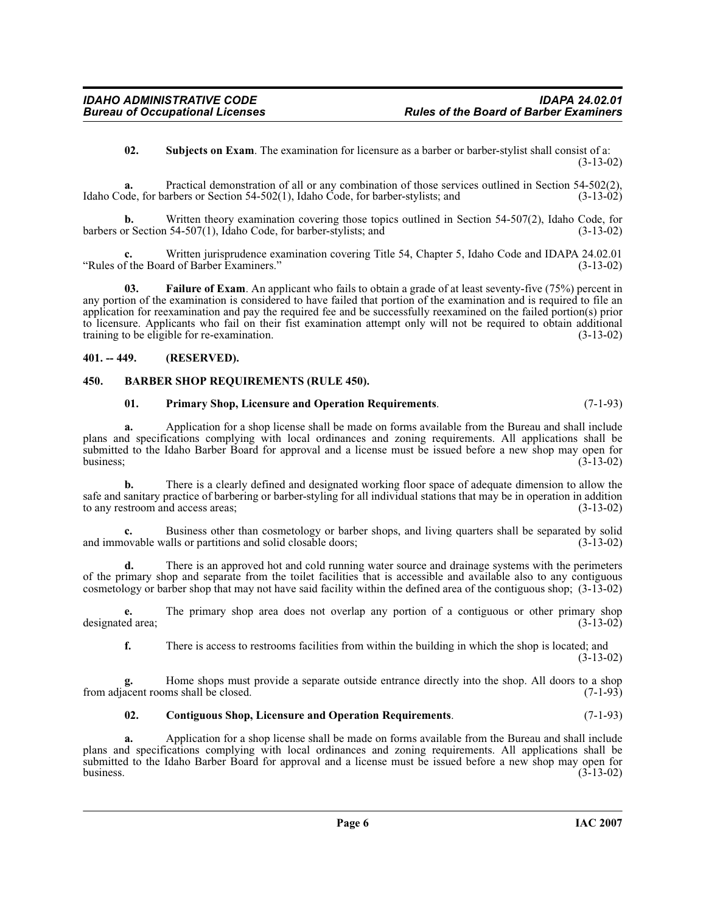**02. Subjects on Exam**. The examination for licensure as a barber or barber-stylist shall consist of a: (3-13-02)

**a.** Practical demonstration of all or any combination of those services outlined in Section 54-502(2), Idaho Code, for barbers or Section 54-502(1), Idaho Code, for barber-stylists; and (3-13-02)

**b.** Written theory examination covering those topics outlined in Section 54-507(2), Idaho Code, for barbers or Section 54-507(1), Idaho Code, for barber-stylists; and (3-13-02)

**c.** Written jurisprudence examination covering Title 54, Chapter 5, Idaho Code and IDAPA 24.02.01 "Rules of the Board of Barber Examiners." (3-13-02)

**03. Failure of Exam**. An applicant who fails to obtain a grade of at least seventy-five (75%) percent in any portion of the examination is considered to have failed that portion of the examination and is required to file an application for reexamination and pay the required fee and be successfully reexamined on the failed portion(s) prior to licensure. Applicants who fail on their fist examination attempt only will not be required to obtain additional training to be eligible for re-examination. (3-13-02)

## 401. -- 449. (RESERVED).

## 450. BARBER SHOP REQUIREMENTS (RULE 450).

**01. Primary Shop, Licensure and Operation Requirements**. (7-1-93)

**a.** Application for a shop license shall be made on forms available from the Bureau and shall include plans and specifications complying with local ordinances and zoning requirements. All applications shall be submitted to the Idaho Barber Board for approval and a license must be issued before a new shop may open for business; (3-13-02)

**b.** There is a clearly defined and designated working floor space of adequate dimension to allow the safe and sanitary practice of barbering or barber-styling for all individual stations that may be in operation in addition to any restroom and access areas; (3-13-02)

**c.** Business other than cosmetology or barber shops, and living quarters shall be separated by solid and immovable walls or partitions and solid closable doors; (3-13-02)

**d.** There is an approved hot and cold running water source and drainage systems with the perimeters of the primary shop and separate from the toilet facilities that is accessible and available also to any contiguous cosmetology or barber shop that may not have said facility within the defined area of the contiguous shop; (3-13-02)

**e.** The primary shop area does not overlap any portion of a contiguous or other primary shop designated area; (3-13-02)

**f.** There is access to restrooms facilities from within the building in which the shop is located; and (3-13-02)

**g.** Home shops must provide a separate outside entrance directly into the shop. All doors to a shop from adjacent rooms shall be closed. (7-1-93)

**02. Contiguous Shop, Licensure and Operation Requirements**. (7-1-93)

**a.** Application for a shop license shall be made on forms available from the Bureau and shall include plans and specifications complying with local ordinances and zoning requirements. All applications shall be submitted to the Idaho Barber Board for approval and a license must be issued before a new shop may open for business. (3-13-02)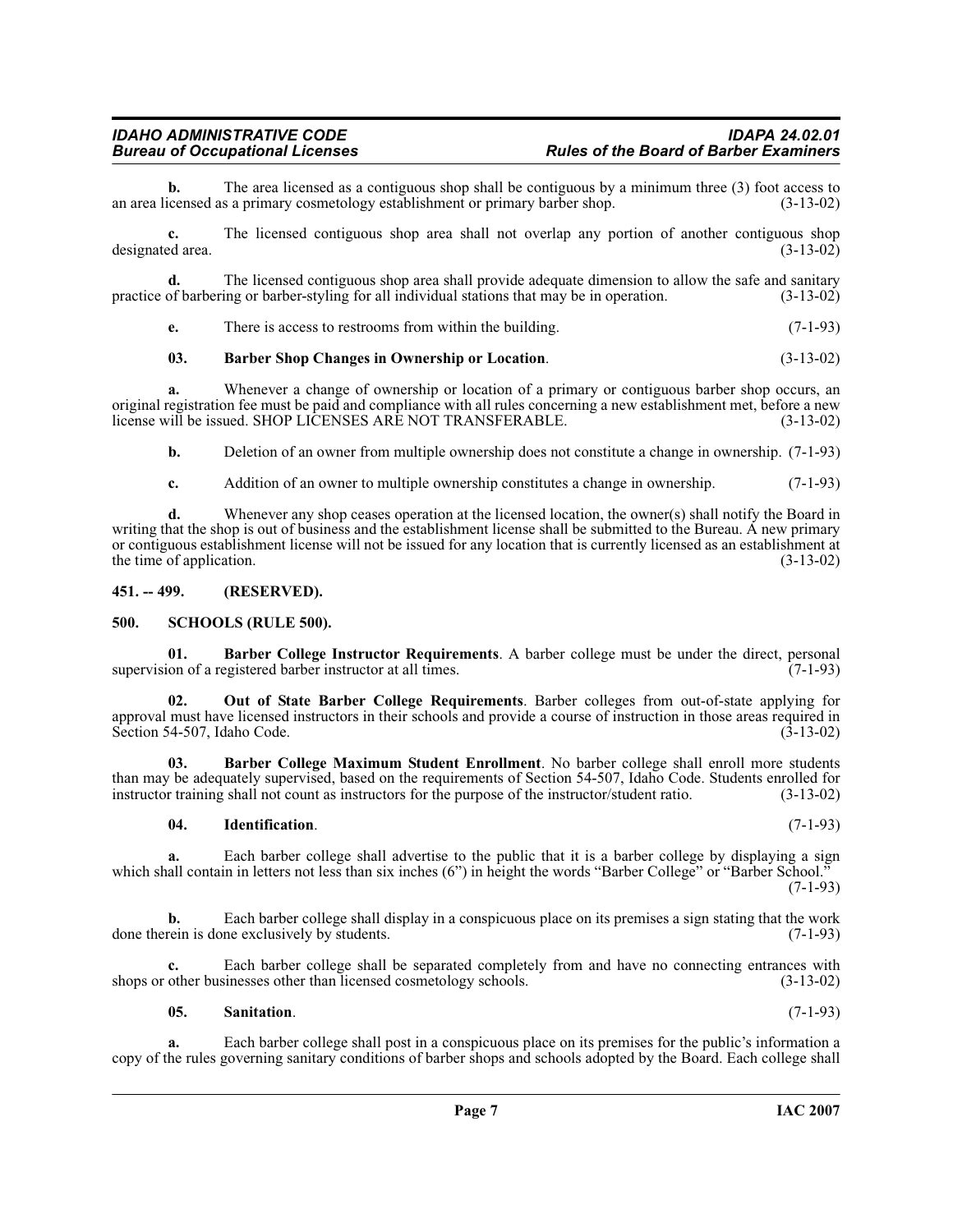**b.** The area licensed as a contiguous shop shall be contiguous by a minimum three (3) foot access to an area licensed as a primary cosmetology establishment or primary barber shop. (3-13-02)

**c.** The licensed contiguous shop area shall not overlap any portion of another contiguous shop designated area. (3-13-02)

**d.** The licensed contiguous shop area shall provide adequate dimension to allow the safe and sanitary practice of barbering or barber-styling for all individual stations that may be in operation. (3-13-02)

**e.** There is access to restrooms from within the building. (7-1-93)

**03. Barber Shop Changes in Ownership or Location**. (3-13-02)

**a.** Whenever a change of ownership or location of a primary or contiguous barber shop occurs, an original registration fee must be paid and compliance with all rules concerning a new establishment met, before a new license will be issued. SHOP LICENSES ARE NOT TRANSFERABLE. (3-13-02)

**b.** Deletion of an owner from multiple ownership does not constitute a change in ownership. (7-1-93)

**c.** Addition of an owner to multiple ownership constitutes a change in ownership. (7-1-93)

**d.** Whenever any shop ceases operation at the licensed location, the owner(s) shall notify the Board in writing that the shop is out of business and the establishment license shall be submitted to the Bureau. A new primary or contiguous establishment license will not be issued for any location that is currently licensed as an establishment at the time of application. (3-13-02)

## 451. -- 499. (RESERVED).

## 500. SCHOOLS (RULE 500).

**01. Barber College Instructor Requirements**. A barber college must be under the direct, personal supervision of a registered barber instructor at all times. (7-1-93)

**02. Out of State Barber College Requirements**. Barber colleges from out-of-state applying for approval must have licensed instructors in their schools and provide a course of instruction in those areas required in Section 54-507, Idaho Code. (3-13-02)

**03. Barber College Maximum Student Enrollment**. No barber college shall enroll more students than may be adequately supervised, based on the requirements of Section 54-507, Idaho Code. Students enrolled for instructor training shall not count as instructors for the purpose of the instructor/student ratio. (3-13-02)

**04. Identification**. (7-1-93)

**a.** Each barber college shall advertise to the public that it is a barber college by displaying a sign which shall contain in letters not less than six inches (6") in height the words "Barber College" or "Barber School." (7-1-93)

**b.** Each barber college shall display in a conspicuous place on its premises a sign stating that the work done therein is done exclusively by students. (7-1-93)

**c.** Each barber college shall be separated completely from and have no connecting entrances with shops or other businesses other than licensed cosmetology schools. (3-13-02)

**05. Sanitation**. (7-1-93)

**a.** Each barber college shall post in a conspicuous place on its premises for the public's information a copy of the rules governing sanitary conditions of barber shops and schools adopted by the Board. Each college shall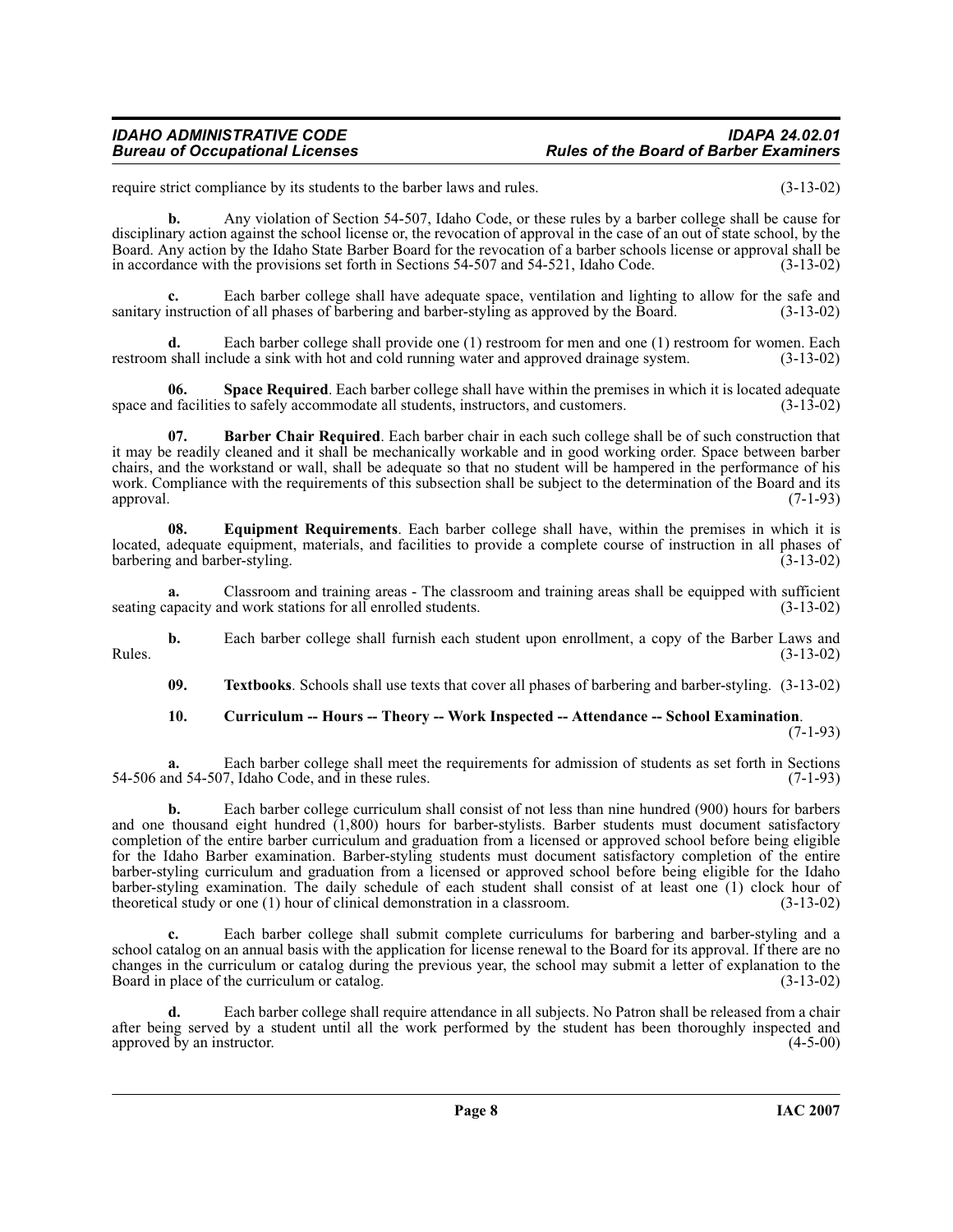require strict compliance by its students to the barber laws and rules. (3-13-02)

**b.** Any violation of Section 54-507, Idaho Code, or these rules by a barber college shall be cause for disciplinary action against the school license or, the revocation of approval in the case of an out of state school, by the Board. Any action by the Idaho State Barber Board for the revocation of a barber schools license or approval shall be in accordance with the provisions set forth in Sections 54-507 and 54-521, Idaho Code. (3-13-02)

**c.** Each barber college shall have adequate space, ventilation and lighting to allow for the safe and sanitary instruction of all phases of barbering and barber-styling as approved by the Board. (3-13-02)

**d.** Each barber college shall provide one (1) restroom for men and one (1) restroom for women. Each restroom shall include a sink with hot and cold running water and approved drainage system. (3-13-02)

**06. Space Required**. Each barber college shall have within the premises in which it is located adequate space and facilities to safely accommodate all students, instructors, and customers. (3-13-02)

**07. Barber Chair Required**. Each barber chair in each such college shall be of such construction that it may be readily cleaned and it shall be mechanically workable and in good working order. Space between barber chairs, and the workstand or wall, shall be adequate so that no student will be hampered in the performance of his work. Compliance with the requirements of this subsection shall be subject to the determination of the Board and its approval. (7-1-93)

**08. Equipment Requirements**. Each barber college shall have, within the premises in which it is located, adequate equipment, materials, and facilities to provide a complete course of instruction in all phases of barbering and barber-styling. (3-13-02)

**a.** Classroom and training areas - The classroom and training areas shall be equipped with sufficient seating capacity and work stations for all enrolled students. (3-13-02)

**b.** Each barber college shall furnish each student upon enrollment, a copy of the Barber Laws and Rules. (3-13-02)

**09. Textbooks**. Schools shall use texts that cover all phases of barbering and barber-styling. (3-13-02)

**10. Curriculum -- Hours -- Theory -- Work Inspected -- Attendance -- School Examination**. (7-1-93)

**a.** Each barber college shall meet the requirements for admission of students as set forth in Sections 54-506 and 54-507, Idaho Code, and in these rules. (7-1-93)

**b.** Each barber college curriculum shall consist of not less than nine hundred (900) hours for barbers and one thousand eight hundred (1,800) hours for barber-stylists. Barber students must document satisfactory completion of the entire barber curriculum and graduation from a licensed or approved school before being eligible for the Idaho Barber examination. Barber-styling students must document satisfactory completion of the entire barber-styling curriculum and graduation from a licensed or approved school before being eligible for the Idaho barber-styling examination. The daily schedule of each student shall consist of at least one (1) clock hour of theoretical study or one (1) hour of clinical demonstration in a classroom. (3-13-02)

**c.** Each barber college shall submit complete curriculums for barbering and barber-styling and a school catalog on an annual basis with the application for license renewal to the Board for its approval. If there are no changes in the curriculum or catalog during the previous year, the school may submit a letter of explanation to the Board in place of the curriculum or catalog. (3-13-02)

**d.** Each barber college shall require attendance in all subjects. No Patron shall be released from a chair after being served by a student until all the work performed by the student has been thoroughly inspected and approved by an instructor. (4-5-00)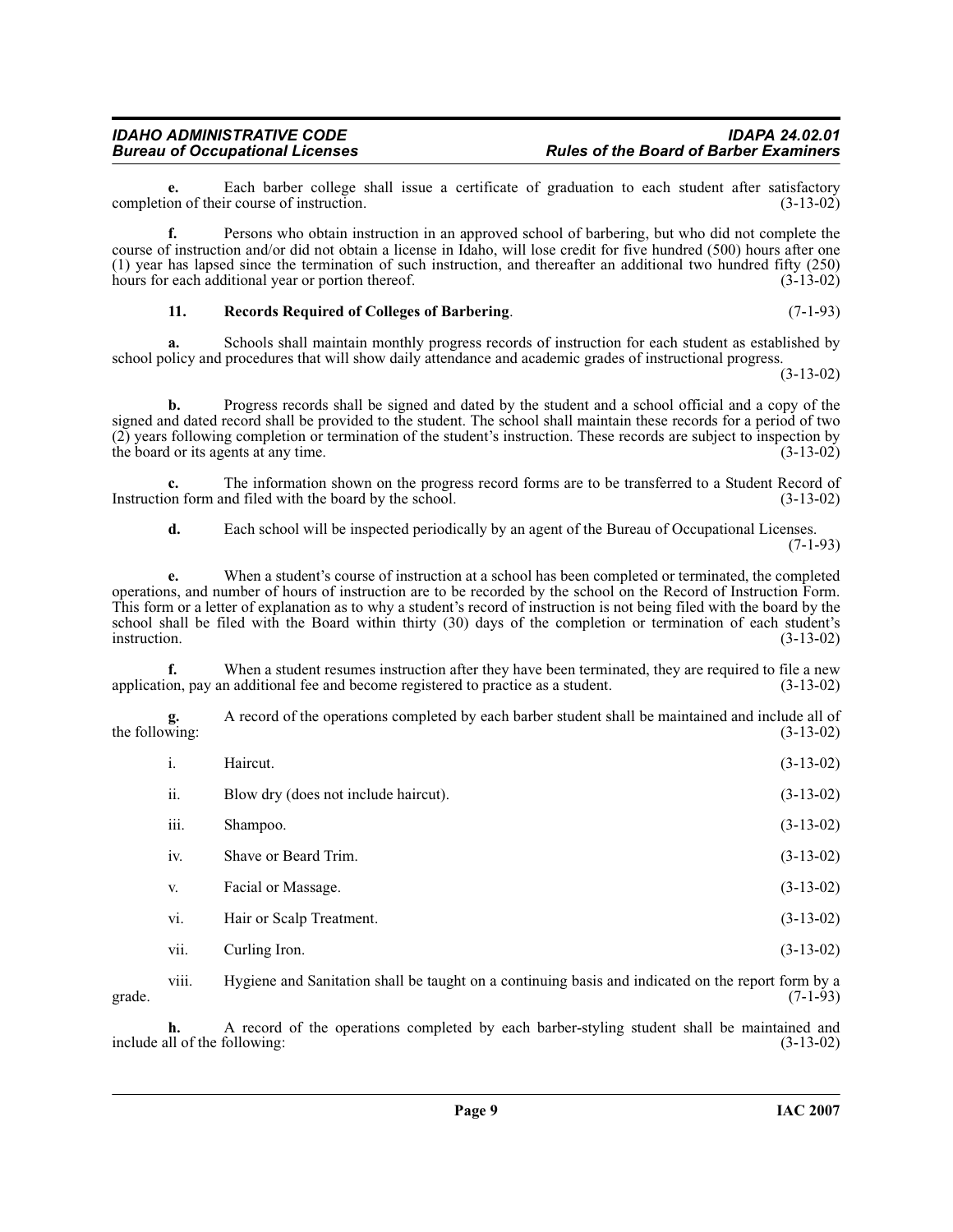**e.** Each barber college shall issue a certificate of graduation to each student after satisfactory completion of their course of instruction. (3-13-02)

**f.** Persons who obtain instruction in an approved school of barbering, but who did not complete the course of instruction and/or did not obtain a license in Idaho, will lose credit for five hundred (500) hours after one (1) year has lapsed since the termination of such instruction, and thereafter an additional two hundred fifty (250) hours for each additional year or portion thereof. (3-13-02)

**11. Records Required of Colleges of Barbering**. (7-1-93)

**a.** Schools shall maintain monthly progress records of instruction for each student as established by school policy and procedures that will show daily attendance and academic grades of instructional progress. (3-13-02)

**b.** Progress records shall be signed and dated by the student and a school official and a copy of the signed and dated record shall be provided to the student. The school shall maintain these records for a period of two (2) years following completion or termination of the student's instruction. These records are subject to inspection by the board or its agents at any time. (3-13-02)

**c.** The information shown on the progress record forms are to be transferred to a Student Record of Instruction form and filed with the board by the school. (3-13-02)

**d.** Each school will be inspected periodically by an agent of the Bureau of Occupational Licenses. (7-1-93)

**e.** When a student's course of instruction at a school has been completed or terminated, the completed operations, and number of hours of instruction are to be recorded by the school on the Record of Instruction Form. This form or a letter of explanation as to why a student's record of instruction is not being filed with the board by the school shall be filed with the Board within thirty (30) days of the completion or termination of each student's instruction. (3-13-02)

**f.** When a student resumes instruction after they have been terminated, they are required to file a new application, pay an additional fee and become registered to practice as a student. (3-13-02)

**g.** A record of the operations completed by each barber student shall be maintained and include all of the following: (3-13-02)

i. Haircut. (3-13-02)

ii. Blow dry (does not include haircut). (3-13-02)

iii. Shampoo. (3-13-02)

iv. Shave or Beard Trim. (3-13-02)

v. Facial or Massage. (3-13-02)

vi. Hair or Scalp Treatment. (3-13-02)

vii. Curling Iron. (3-13-02)

viii. Hygiene and Sanitation shall be taught on a continuing basis and indicated on the report form by a grade. (7-1-93)

**h.** A record of the operations completed by each barber-styling student shall be maintained and include all of the following: (3-13-02)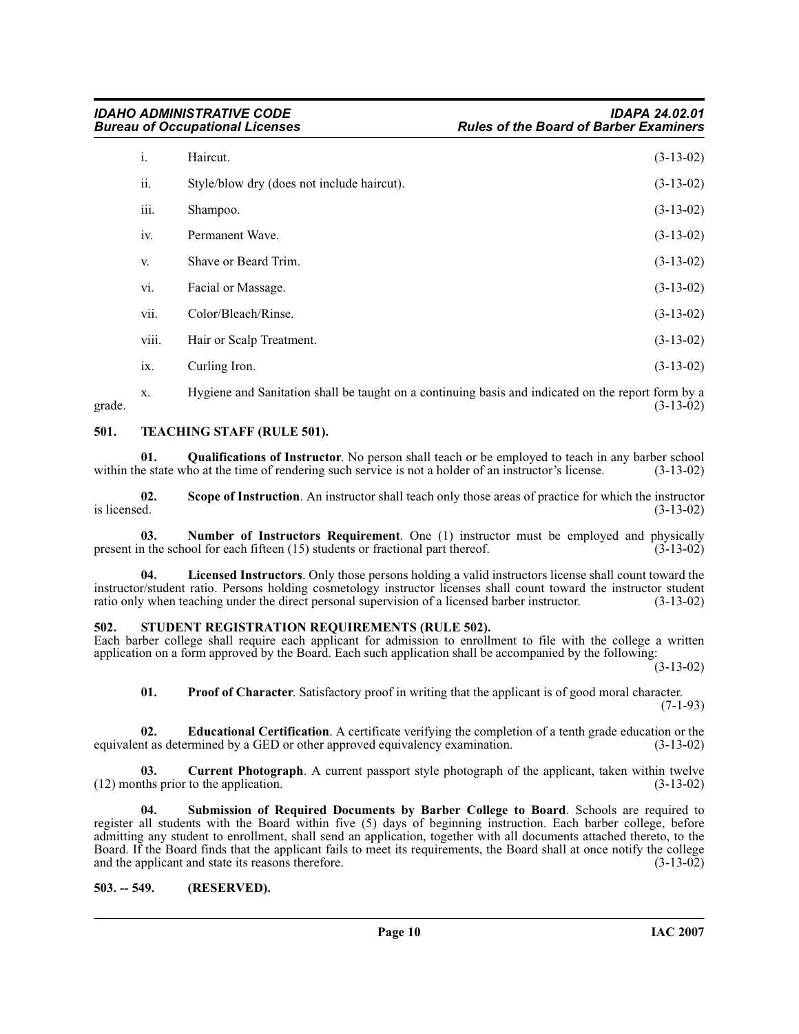i. Haircut. (3-13-02)

ii. Style/blow dry (does not include haircut). (3-13-02)

iii. Shampoo. (3-13-02)

iv. Permanent Wave. (3-13-02)

v. Shave or Beard Trim. (3-13-02)

vi. Facial or Massage. (3-13-02)

vii. Color/Bleach/Rinse. (3-13-02)

viii. Hair or Scalp Treatment. (3-13-02)

ix. Curling Iron. (3-13-02)

x. Hygiene and Sanitation shall be taught on a continuing basis and indicated on the report form by a grade. (3-13-02)

### 501. TEACHING STAFF (RULE 501).

**01. Qualifications of Instructor**. No person shall teach or be employed to teach in any barber school within the state who at the time of rendering such service is not a holder of an instructor's license. (3-13-02)

**02. Scope of Instruction**. An instructor shall teach only those areas of practice for which the instructor is licensed. (3-13-02)

**03. Number of Instructors Requirement**. One (1) instructor must be employed and physically present in the school for each fifteen (15) students or fractional part thereof. (3-13-02)

**04. Licensed Instructors**. Only those persons holding a valid instructors license shall count toward the instructor/student ratio. Persons holding cosmetology instructor licenses shall count toward the instructor student ratio only when teaching under the direct personal supervision of a licensed barber instructor. (3-13-02)

### 502. STUDENT REGISTRATION REQUIREMENTS (RULE 502).

Each barber college shall require each applicant for admission to enrollment to file with the college a written application on a form approved by the Board. Each such application shall be accompanied by the following: (3-13-02)

**01. Proof of Character**. Satisfactory proof in writing that the applicant is of good moral character. (7-1-93)

**02. Educational Certification**. A certificate verifying the completion of a tenth grade education or the equivalent as determined by a GED or other approved equivalency examination. (3-13-02)

**03. Current Photograph**. A current passport style photograph of the applicant, taken within twelve (12) months prior to the application. (3-13-02)

**04. Submission of Required Documents by Barber College to Board**. Schools are required to register all students with the Board within five (5) days of beginning instruction. Each barber college, before admitting any student to enrollment, shall send an application, together with all documents attached thereto, to the Board. If the Board finds that the applicant fails to meet its requirements, the Board shall at once notify the college and the applicant and state its reasons therefore. (3-13-02)

### 503. -- 549. (RESERVED).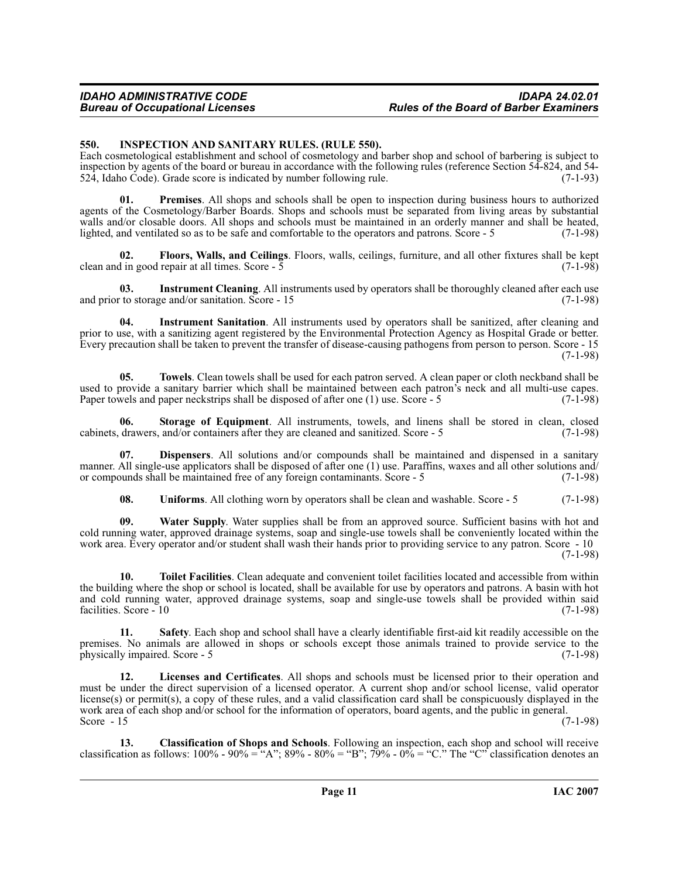### 550. INSPECTION AND SANITARY RULES. (RULE 550).

Each cosmetological establishment and school of cosmetology and barber shop and school of barbering is subject to inspection by agents of the board or bureau in accordance with the following rules (reference Section 54-824, and 54-524, Idaho Code). Grade score is indicated by number following rule. (7-1-93)

**01. Premises**. All shops and schools shall be open to inspection during business hours to authorized agents of the Cosmetology/Barber Boards. Shops and schools must be separated from living areas by substantial walls and/or closable doors. All shops and schools must be maintained in an orderly manner and shall be heated, lighted, and ventilated so as to be safe and comfortable to the operators and patrons. Score - 5 (7-1-98)

**02. Floors, Walls, and Ceilings**. Floors, walls, ceilings, furniture, and all other fixtures shall be kept clean and in good repair at all times. Score - 5 (7-1-98)

**03. Instrument Cleaning**. All instruments used by operators shall be thoroughly cleaned after each use and prior to storage and/or sanitation. Score - 15 (7-1-98)

**04. Instrument Sanitation**. All instruments used by operators shall be sanitized, after cleaning and prior to use, with a sanitizing agent registered by the Environmental Protection Agency as Hospital Grade or better. Every precaution shall be taken to prevent the transfer of disease-causing pathogens from person to person. Score - 15 (7-1-98)

**05. Towels**. Clean towels shall be used for each patron served. A clean paper or cloth neckband shall be used to provide a sanitary barrier which shall be maintained between each patron's neck and all multi-use capes. Paper towels and paper neckstrips shall be disposed of after one (1) use. Score - 5 (7-1-98)

**06. Storage of Equipment**. All instruments, towels, and linens shall be stored in clean, closed cabinets, drawers, and/or containers after they are cleaned and sanitized. Score - 5 (7-1-98)

**07. Dispensers**. All solutions and/or compounds shall be maintained and dispensed in a sanitary manner. All single-use applicators shall be disposed of after one (1) use. Paraffins, waxes and all other solutions and/or compounds shall be maintained free of any foreign contaminants. Score - 5 (7-1-98)

**08. Uniforms**. All clothing worn by operators shall be clean and washable. Score - 5 (7-1-98)

**09. Water Supply**. Water supplies shall be from an approved source. Sufficient basins with hot and cold running water, approved drainage systems, soap and single-use towels shall be conveniently located within the work area. Every operator and/or student shall wash their hands prior to providing service to any patron. Score - 10 (7-1-98)

**10. Toilet Facilities**. Clean adequate and convenient toilet facilities located and accessible from within the building where the shop or school is located, shall be available for use by operators and patrons. A basin with hot and cold running water, approved drainage systems, soap and single-use towels shall be provided within said facilities. Score - 10 (7-1-98)

**11. Safety**. Each shop and school shall have a clearly identifiable first-aid kit readily accessible on the premises. No animals are allowed in shops or schools except those animals trained to provide service to the physically impaired. Score - 5 (7-1-98)

**12. Licenses and Certificates**. All shops and schools must be licensed prior to their operation and must be under the direct supervision of a licensed operator. A current shop and/or school license, valid operator license(s) or permit(s), a copy of these rules, and a valid classification card shall be conspicuously displayed in the work area of each shop and/or school for the information of operators, board agents, and the public in general. Score - 15 (7-1-98)

**13. Classification of Shops and Schools**. Following an inspection, each shop and school will receive classification as follows: 100% - 90% = "A"; 89% - 80% = "B"; 79% - 0% = "C." The "C" classification denotes an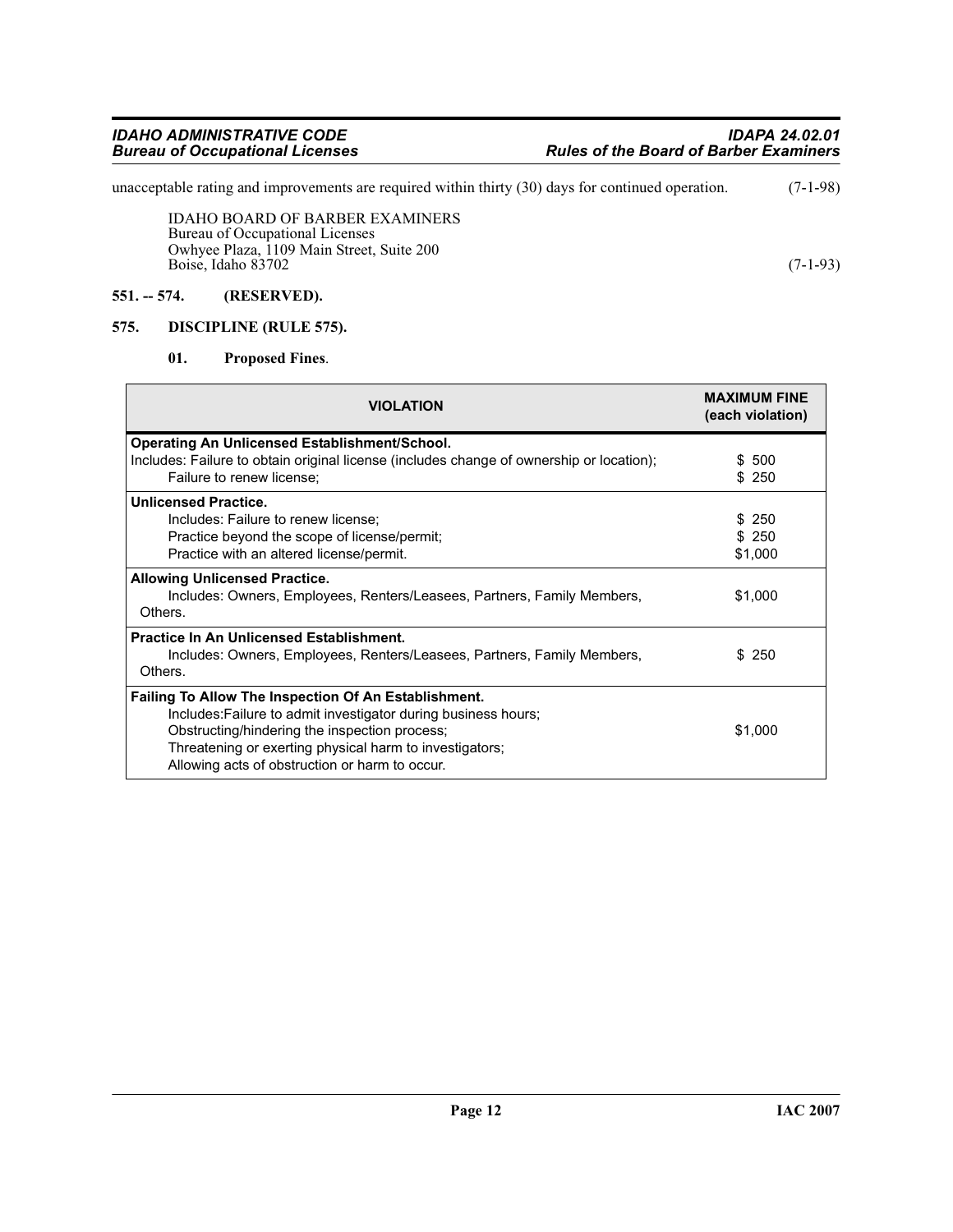unacceptable rating and improvements are required within thirty (30) days for continued operation. (7-1-98)

IDAHO BOARD OF BARBER EXAMINERS
Bureau of Occupational Licenses
Owhyee Plaza, 1109 Main Street, Suite 200
Boise, Idaho 83702 (7-1-93)

**551. -- 574. (RESERVED).**

**575. DISCIPLINE (RULE 575).**

**01. Proposed Fines**.

| VIOLATION | MAXIMUM FINE (each violation) |
|---|---|
| **Operating An Unlicensed Establishment/School.**<br>Includes: Failure to obtain original license (includes change of ownership or location);<br>Failure to renew license; | <br>$ 500<br>$ 250 |
| **Unlicensed Practice.**<br>Includes: Failure to renew license;<br>Practice beyond the scope of license/permit;<br>Practice with an altered license/permit. | <br>$ 250<br>$ 250<br>$1,000 |
| **Allowing Unlicensed Practice.**<br>Includes: Owners, Employees, Renters/Leasees, Partners, Family Members, Others. | $1,000 |
| **Practice In An Unlicensed Establishment.**<br>Includes: Owners, Employees, Renters/Leasees, Partners, Family Members, Others. | $ 250 |
| **Failing To Allow The Inspection Of An Establishment.**<br>Includes:Failure to admit investigator during business hours;<br>Obstructing/hindering the inspection process;<br>Threatening or exerting physical harm to investigators;<br>Allowing acts of obstruction or harm to occur. | $1,000 |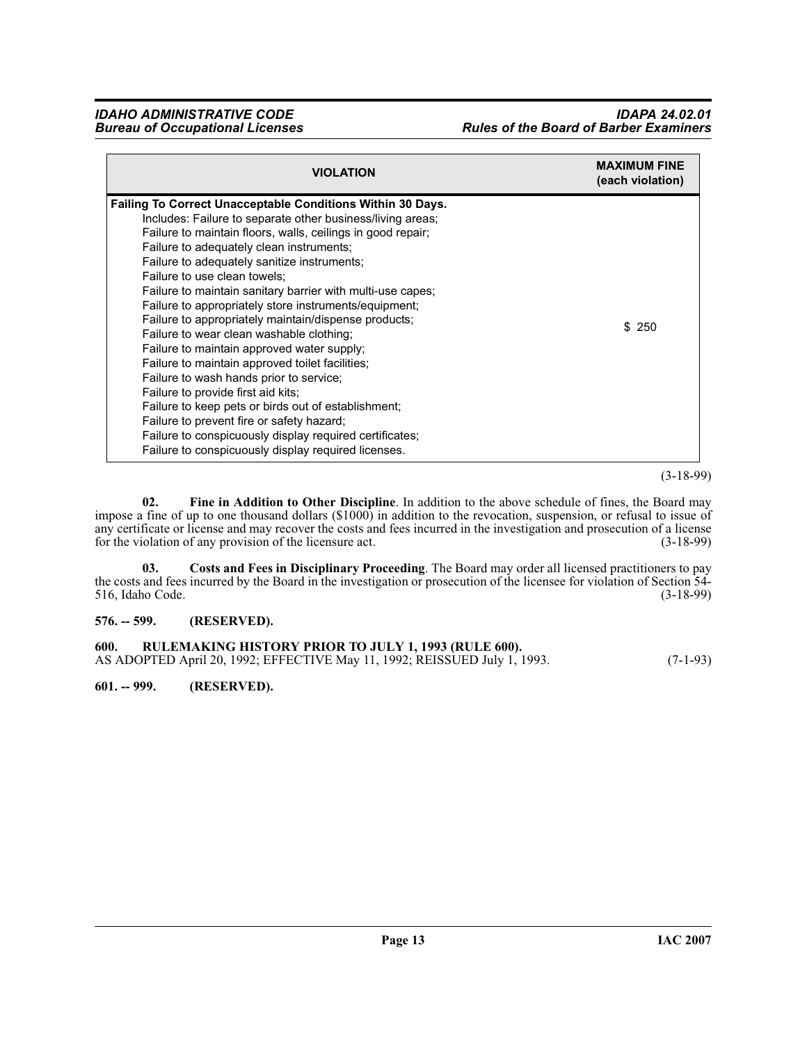| VIOLATION | MAXIMUM FINE (each violation) |
|---|---|
| **Failing To Correct Unacceptable Conditions Within 30 Days.**<br>Includes: Failure to separate other business/living areas;<br>Failure to maintain floors, walls, ceilings in good repair;<br>Failure to adequately clean instruments;<br>Failure to adequately sanitize instruments;<br>Failure to use clean towels;<br>Failure to maintain sanitary barrier with multi-use capes;<br>Failure to appropriately store instruments/equipment;<br>Failure to appropriately maintain/dispense products;<br>Failure to wear clean washable clothing;<br>Failure to maintain approved water supply;<br>Failure to maintain approved toilet facilities;<br>Failure to wash hands prior to service;<br>Failure to provide first aid kits;<br>Failure to keep pets or birds out of establishment;<br>Failure to prevent fire or safety hazard;<br>Failure to conspicuously display required certificates;<br>Failure to conspicuously display required licenses. | $ 250 |

(3-18-99)

**02. Fine in Addition to Other Discipline**. In addition to the above schedule of fines, the Board may impose a fine of up to one thousand dollars ($1000) in addition to the revocation, suspension, or refusal to issue of any certificate or license and may recover the costs and fees incurred in the investigation and prosecution of a license for the violation of any provision of the licensure act. (3-18-99)

**03. Costs and Fees in Disciplinary Proceeding**. The Board may order all licensed practitioners to pay the costs and fees incurred by the Board in the investigation or prosecution of the licensee for violation of Section 54-516, Idaho Code. (3-18-99)

**576. -- 599. (RESERVED).**

**600. RULEMAKING HISTORY PRIOR TO JULY 1, 1993 (RULE 600).**
AS ADOPTED April 20, 1992; EFFECTIVE May 11, 1992; REISSUED July 1, 1993. (7-1-93)

**601. -- 999. (RESERVED).**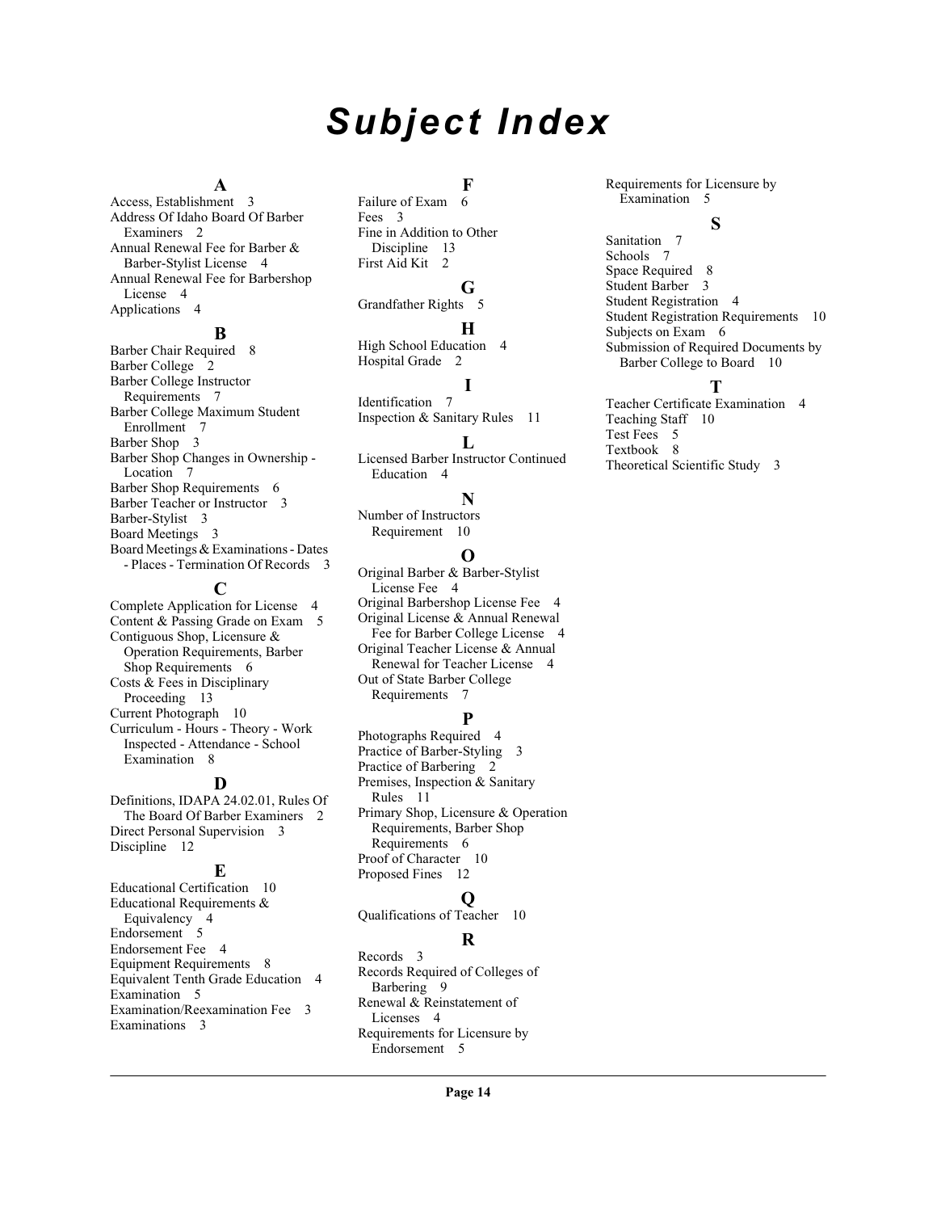// Subject Index

## A

Access, Establishment 3
Address Of Idaho Board Of Barber Examiners 2
Annual Renewal Fee for Barber & Barber-Stylist License 4
Annual Renewal Fee for Barbershop License 4
Applications 4

## B

Barber Chair Required 8
Barber College 2
Barber College Instructor Requirements 7
Barber College Maximum Student Enrollment 7
Barber Shop 3
Barber Shop Changes in Ownership - Location 7
Barber Shop Requirements 6
Barber Teacher or Instructor 3
Barber-Stylist 3
Board Meetings 3
Board Meetings & Examinations - Dates - Places - Termination Of Records 3

## C

Complete Application for License 4
Content & Passing Grade on Exam 5
Contiguous Shop, Licensure & Operation Requirements, Barber Shop Requirements 6
Costs & Fees in Disciplinary Proceeding 13
Current Photograph 10
Curriculum - Hours - Theory - Work Inspected - Attendance - School Examination 8

## D

Definitions, IDAPA 24.02.01, Rules Of The Board Of Barber Examiners 2
Direct Personal Supervision 3
Discipline 12

## E

Educational Certification 10
Educational Requirements & Equivalency 4
Endorsement 5
Endorsement Fee 4
Equipment Requirements 8
Equivalent Tenth Grade Education 4
Examination 5
Examination/Reexamination Fee 3
Examinations 3

## F

Failure of Exam 6
Fees 3
Fine in Addition to Other Discipline 13
First Aid Kit 2

## G

Grandfather Rights 5

## H

High School Education 4
Hospital Grade 2

## I

Identification 7
Inspection & Sanitary Rules 11

## L

Licensed Barber Instructor Continued Education 4

## N

Number of Instructors Requirement 10

## O

Original Barber & Barber-Stylist License Fee 4
Original Barbershop License Fee 4
Original License & Annual Renewal Fee for Barber College License 4
Original Teacher License & Annual Renewal for Teacher License 4
Out of State Barber College Requirements 7

## P

Photographs Required 4
Practice of Barber-Styling 3
Practice of Barbering 2
Premises, Inspection & Sanitary Rules 11
Primary Shop, Licensure & Operation Requirements, Barber Shop Requirements 6
Proof of Character 10
Proposed Fines 12

## Q

Qualifications of Teacher 10

## R

Records 3
Records Required of Colleges of Barbering 9
Renewal & Reinstatement of Licenses 4
Requirements for Licensure by Endorsement 5
Requirements for Licensure by Examination 5

## S

Sanitation 7
Schools 7
Space Required 8
Student Barber 3
Student Registration 4
Student Registration Requirements 10
Subjects on Exam 6
Submission of Required Documents by Barber College to Board 10

## T

Teacher Certificate Examination 4
Teaching Staff 10
Test Fees 5
Textbook 8
Theoretical Scientific Study 3